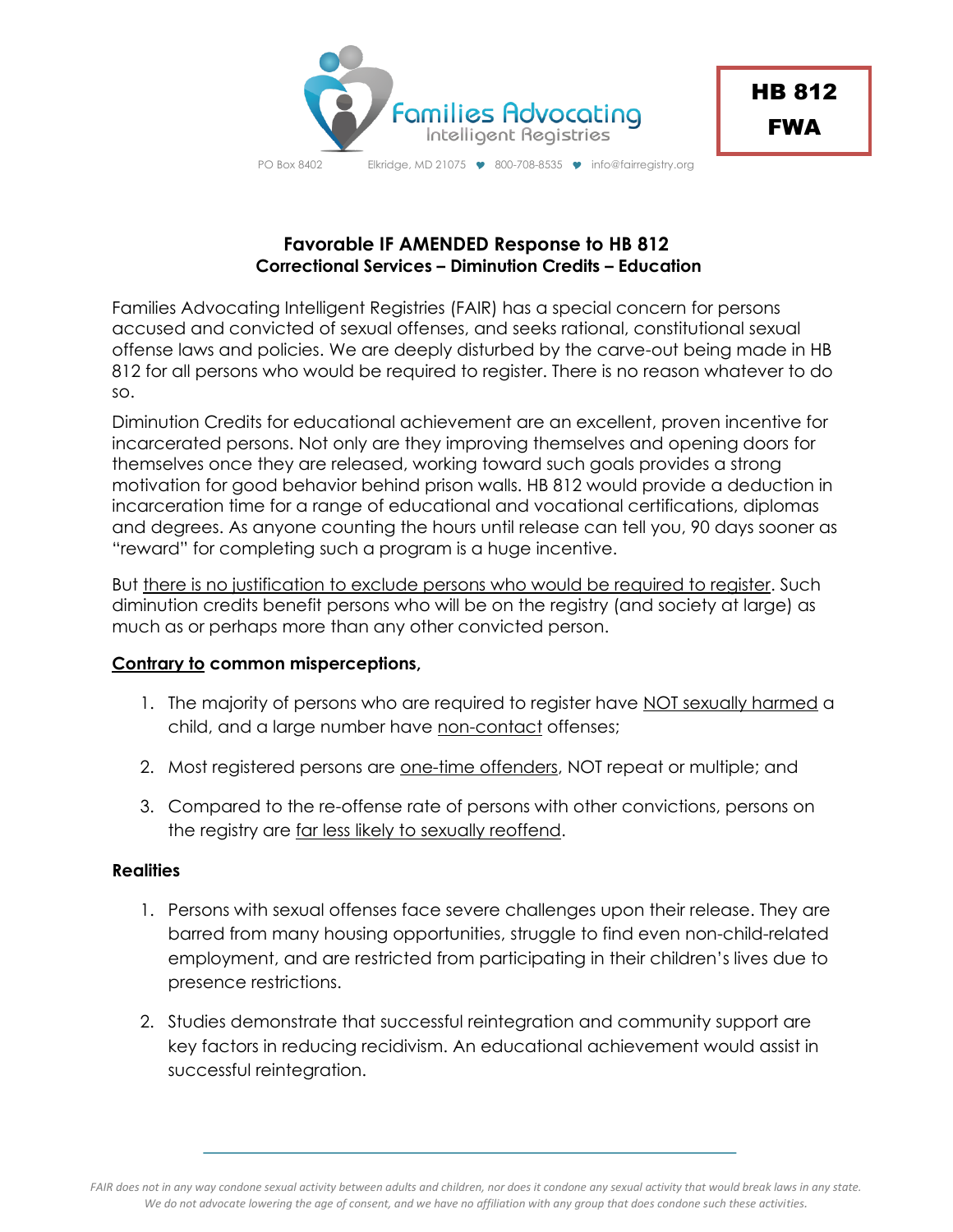Families Advocating Intelligent Registries

PO Box 8402 Elkridge, MD 21075 ♥ 800-708-8535 ♥ info@fairregistry.org

**HB 812**
**FWA**

## Favorable IF AMENDED Response to HB 812
### Correctional Services – Diminution Credits – Education

Families Advocating Intelligent Registries (FAIR) has a special concern for persons accused and convicted of sexual offenses, and seeks rational, constitutional sexual offense laws and policies. We are deeply disturbed by the carve-out being made in HB 812 for all persons who would be required to register. There is no reason whatever to do so.

Diminution Credits for educational achievement are an excellent, proven incentive for incarcerated persons. Not only are they improving themselves and opening doors for themselves once they are released, working toward such goals provides a strong motivation for good behavior behind prison walls. HB 812 would provide a deduction in incarceration time for a range of educational and vocational certifications, diplomas and degrees. As anyone counting the hours until release can tell you, 90 days sooner as "reward" for completing such a program is a huge incentive.

But <u>there is no justification to exclude persons who would be required to register</u>. Such diminution credits benefit persons who will be on the registry (and society at large) as much as or perhaps more than any other convicted person.

**<u>Contrary to</u> common misperceptions,**

1. The majority of persons who are required to register have <u>NOT sexually harmed</u> a child, and a large number have <u>non-contact</u> offenses;
2. Most registered persons are <u>one-time offenders</u>, NOT repeat or multiple; and
3. Compared to the re-offense rate of persons with other convictions, persons on the registry are <u>far less likely to sexually reoffend</u>.

**Realities**

1. Persons with sexual offenses face severe challenges upon their release. They are barred from many housing opportunities, struggle to find even non-child-related employment, and are restricted from participating in their children's lives due to presence restrictions.
2. Studies demonstrate that successful reintegration and community support are key factors in reducing recidivism. An educational achievement would assist in successful reintegration.

---

*FAIR does not in any way condone sexual activity between adults and children, nor does it condone any sexual activity that would break laws in any state. We do not advocate lowering the age of consent, and we have no affiliation with any group that does condone such these activities.*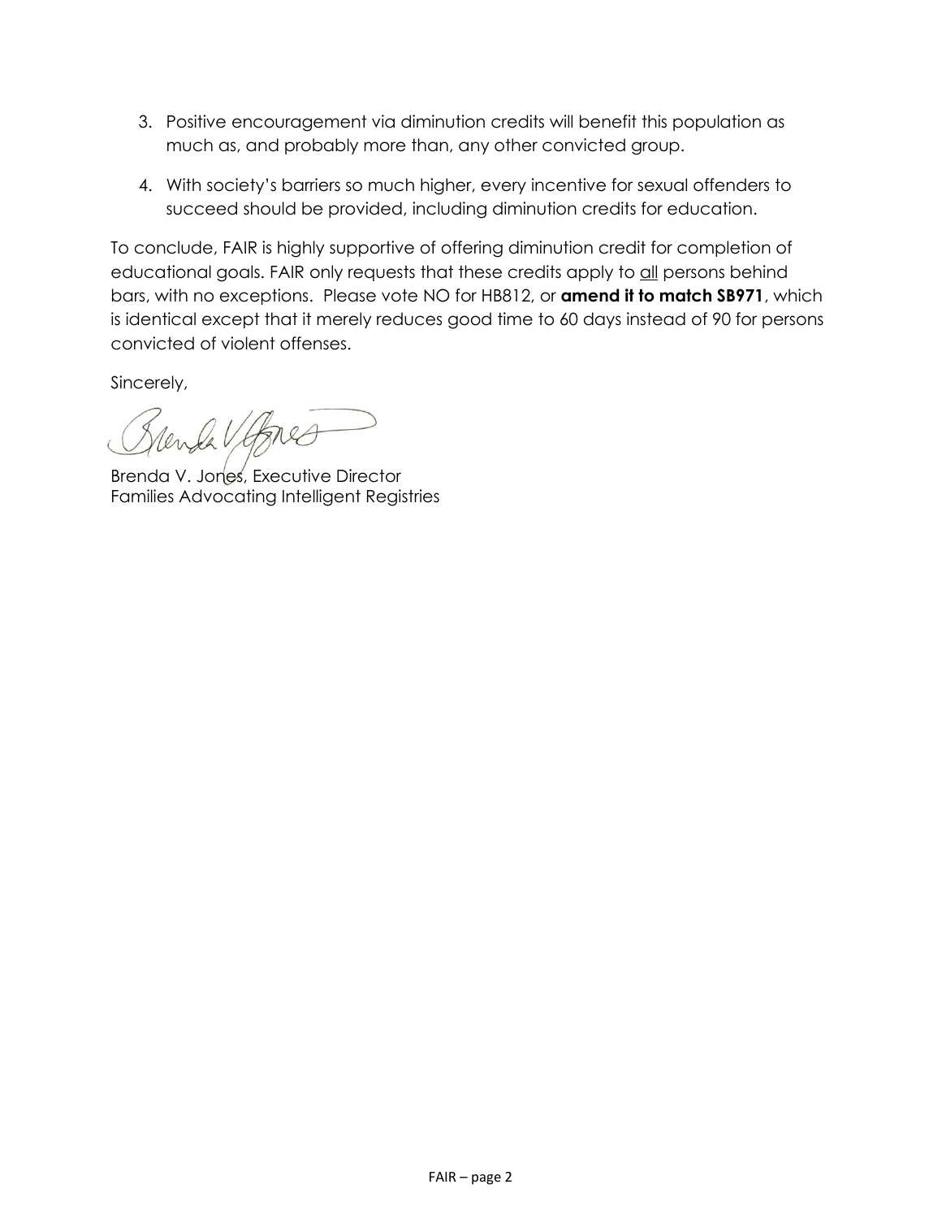3. Positive encouragement via diminution credits will benefit this population as much as, and probably more than, any other convicted group.

4. With society's barriers so much higher, every incentive for sexual offenders to succeed should be provided, including diminution credits for education.

To conclude, FAIR is highly supportive of offering diminution credit for completion of educational goals. FAIR only requests that these credits apply to <u>all</u> persons behind bars, with no exceptions. Please vote NO for HB812, or **amend it to match SB971**, which is identical except that it merely reduces good time to 60 days instead of 90 for persons convicted of violent offenses.

Sincerely,

Brenda V. Jones, Executive Director
Families Advocating Intelligent Registries